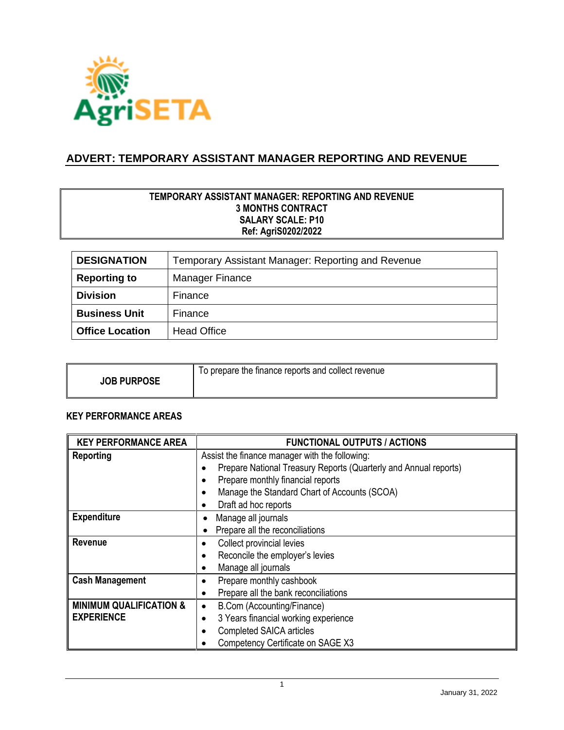AgriSETA

# ADVERT: TEMPORARY ASSISTANT MANAGER REPORTING AND REVENUE

**TEMPORARY ASSISTANT MANAGER: REPORTING AND REVENUE**
**3 MONTHS CONTRACT**
**SALARY SCALE: P10**
**Ref: AgriS0202/2022**

| | |
|---|---|
| **DESIGNATION** | Temporary Assistant Manager: Reporting and Revenue |
| **Reporting to** | Manager Finance |
| **Division** | Finance |
| **Business Unit** | Finance |
| **Office Location** | Head Office |

| | |
|---|---|
| **JOB PURPOSE** | To prepare the finance reports and collect revenue |

**KEY PERFORMANCE AREAS**

| KEY PERFORMANCE AREA | FUNCTIONAL OUTPUTS / ACTIONS |
|---|---|
| **Reporting** | Assist the finance manager with the following:<br>• Prepare National Treasury Reports (Quarterly and Annual reports)<br>• Prepare monthly financial reports<br>• Manage the Standard Chart of Accounts (SCOA)<br>• Draft ad hoc reports |
| **Expenditure** | • Manage all journals<br>• Prepare all the reconciliations |
| **Revenue** | • Collect provincial levies<br>• Reconcile the employer's levies<br>• Manage all journals |
| **Cash Management** | • Prepare monthly cashbook<br>• Prepare all the bank reconciliations |
| **MINIMUM QUALIFICATION & EXPERIENCE** | • B.Com (Accounting/Finance)<br>• 3 Years financial working experience<br>• Completed SAICA articles<br>• Competency Certificate on SAGE X3 |

January 31, 2022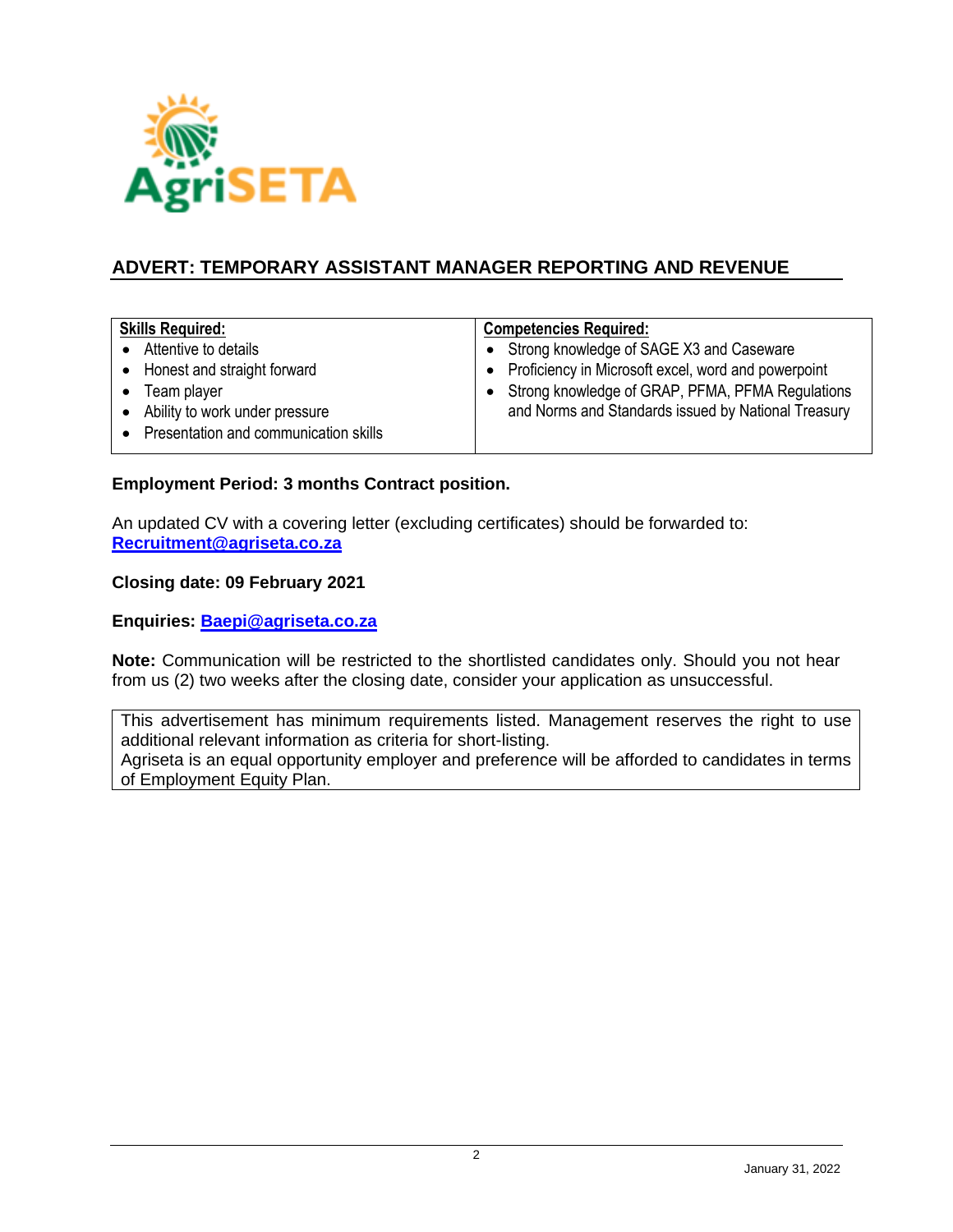## ADVERT: TEMPORARY ASSISTANT MANAGER REPORTING AND REVENUE

| Skills Required: | Competencies Required: |
|---|---|
| • Attentive to details<br>• Honest and straight forward<br>• Team player<br>• Ability to work under pressure<br>• Presentation and communication skills | • Strong knowledge of SAGE X3 and Caseware<br>• Proficiency in Microsoft excel, word and powerpoint<br>• Strong knowledge of GRAP, PFMA, PFMA Regulations and Norms and Standards issued by National Treasury |

**Employment Period: 3 months Contract position.**

An updated CV with a covering letter (excluding certificates) should be forwarded to: **Recruitment@agriseta.co.za**

**Closing date: 09 February 2021**

**Enquiries: Baepi@agriseta.co.za**

**Note:** Communication will be restricted to the shortlisted candidates only. Should you not hear from us (2) two weeks after the closing date, consider your application as unsuccessful.

This advertisement has minimum requirements listed. Management reserves the right to use additional relevant information as criteria for short-listing.
Agriseta is an equal opportunity employer and preference will be afforded to candidates in terms of Employment Equity Plan.